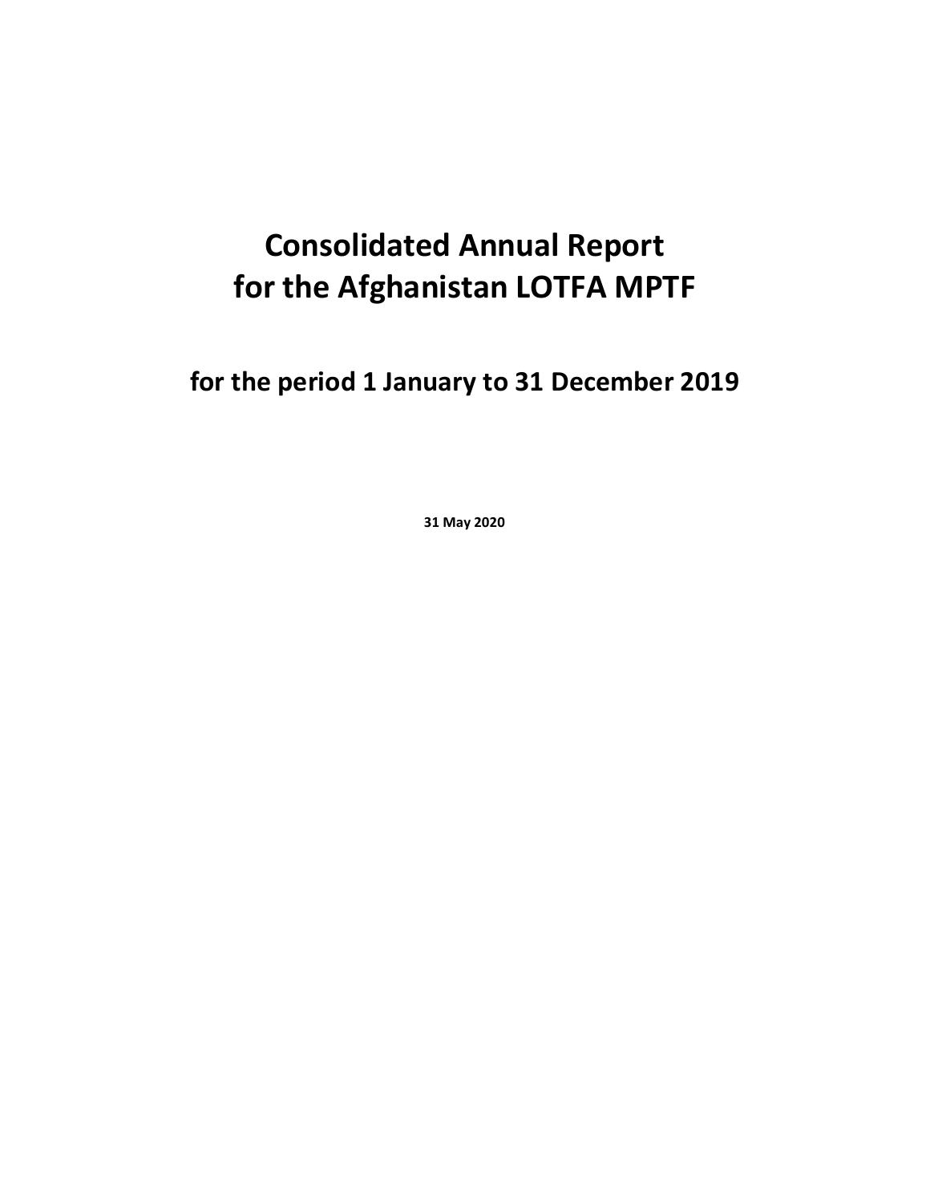# Consolidated Annual Report for the Afghanistan LOTFA MPTF

## for the period 1 January to 31 December 2019

**31 May 2020**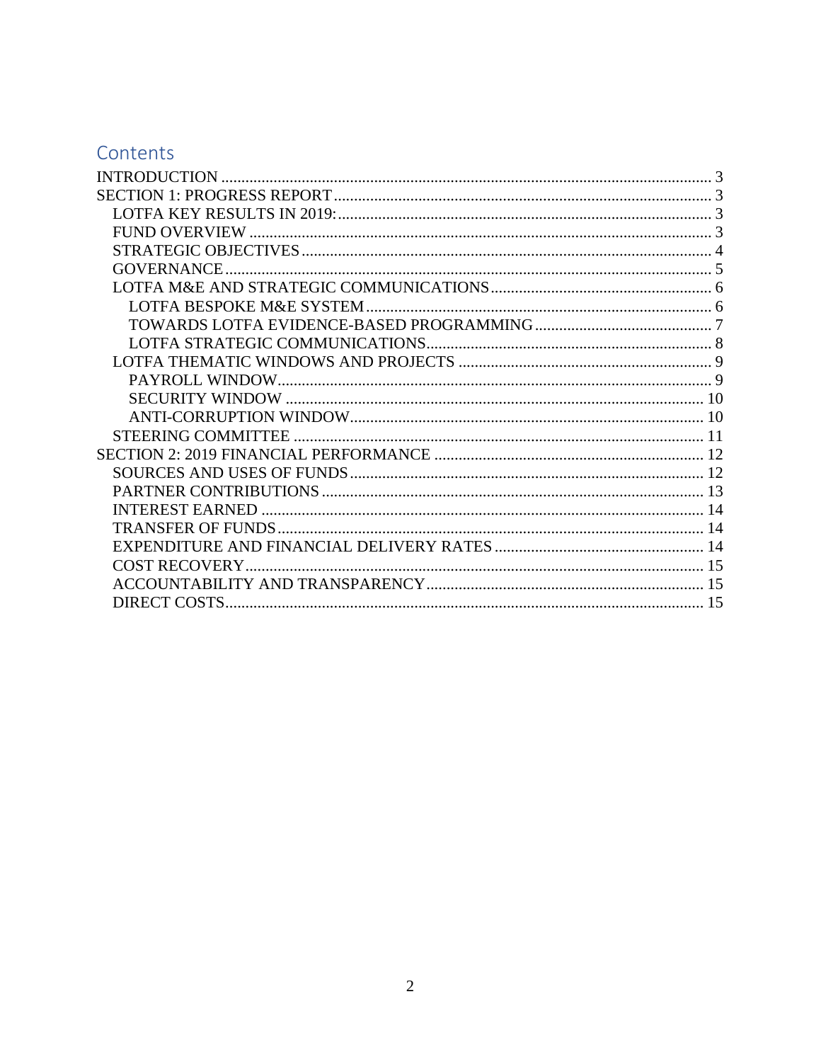# Contents

- INTRODUCTION ... 3
- SECTION 1: PROGRESS REPORT ... 3
  - LOTFA KEY RESULTS IN 2019: ... 3
  - FUND OVERVIEW ... 3
  - STRATEGIC OBJECTIVES ... 4
  - GOVERNANCE ... 5
  - LOTFA M&E AND STRATEGIC COMMUNICATIONS ... 6
    - LOTFA BESPOKE M&E SYSTEM ... 6
    - TOWARDS LOTFA EVIDENCE-BASED PROGRAMMING ... 7
    - LOTFA STRATEGIC COMMUNICATIONS ... 8
  - LOTFA THEMATIC WINDOWS AND PROJECTS ... 9
    - PAYROLL WINDOW ... 9
    - SECURITY WINDOW ... 10
    - ANTI-CORRUPTION WINDOW ... 10
  - STEERING COMMITTEE ... 11
- SECTION 2: 2019 FINANCIAL PERFORMANCE ... 12
  - SOURCES AND USES OF FUNDS ... 12
  - PARTNER CONTRIBUTIONS ... 13
  - INTEREST EARNED ... 14
  - TRANSFER OF FUNDS ... 14
  - EXPENDITURE AND FINANCIAL DELIVERY RATES ... 14
  - COST RECOVERY ... 15
  - ACCOUNTABILITY AND TRANSPARENCY ... 15
  - DIRECT COSTS ... 15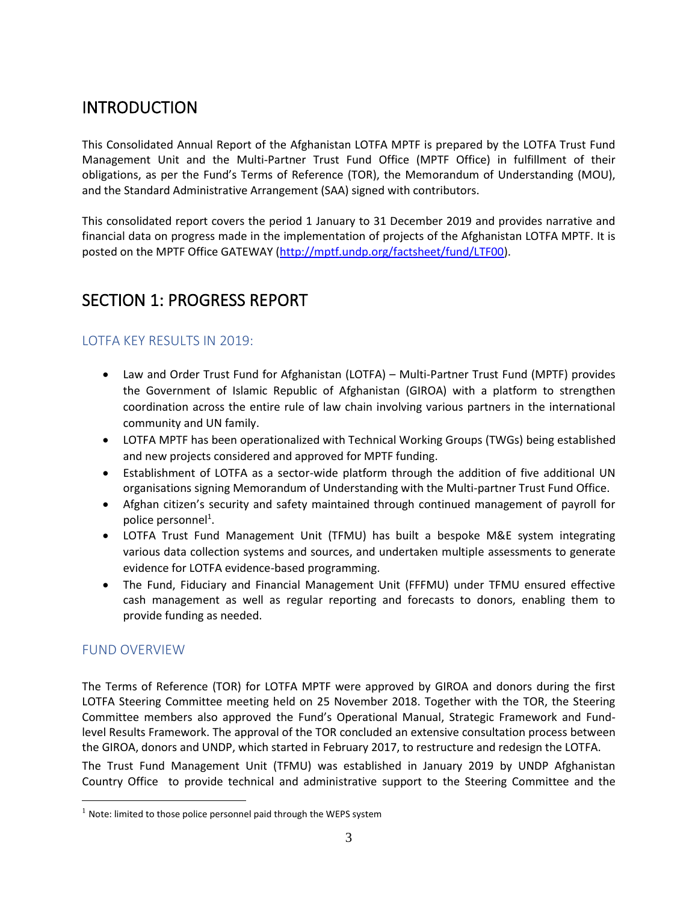# INTRODUCTION

This Consolidated Annual Report of the Afghanistan LOTFA MPTF is prepared by the LOTFA Trust Fund Management Unit and the Multi-Partner Trust Fund Office (MPTF Office) in fulfillment of their obligations, as per the Fund's Terms of Reference (TOR), the Memorandum of Understanding (MOU), and the Standard Administrative Arrangement (SAA) signed with contributors.

This consolidated report covers the period 1 January to 31 December 2019 and provides narrative and financial data on progress made in the implementation of projects of the Afghanistan LOTFA MPTF. It is posted on the MPTF Office GATEWAY (http://mptf.undp.org/factsheet/fund/LTF00).

# SECTION 1: PROGRESS REPORT

## LOTFA KEY RESULTS IN 2019:

- Law and Order Trust Fund for Afghanistan (LOTFA) – Multi-Partner Trust Fund (MPTF) provides the Government of Islamic Republic of Afghanistan (GIROA) with a platform to strengthen coordination across the entire rule of law chain involving various partners in the international community and UN family.
- LOTFA MPTF has been operationalized with Technical Working Groups (TWGs) being established and new projects considered and approved for MPTF funding.
- Establishment of LOTFA as a sector-wide platform through the addition of five additional UN organisations signing Memorandum of Understanding with the Multi-partner Trust Fund Office.
- Afghan citizen's security and safety maintained through continued management of payroll for police personnel[1].
- LOTFA Trust Fund Management Unit (TFMU) has built a bespoke M&E system integrating various data collection systems and sources, and undertaken multiple assessments to generate evidence for LOTFA evidence-based programming.
- The Fund, Fiduciary and Financial Management Unit (FFFMU) under TFMU ensured effective cash management as well as regular reporting and forecasts to donors, enabling them to provide funding as needed.

## FUND OVERVIEW

The Terms of Reference (TOR) for LOTFA MPTF were approved by GIROA and donors during the first LOTFA Steering Committee meeting held on 25 November 2018. Together with the TOR, the Steering Committee members also approved the Fund's Operational Manual, Strategic Framework and Fund-level Results Framework. The approval of the TOR concluded an extensive consultation process between the GIROA, donors and UNDP, which started in February 2017, to restructure and redesign the LOTFA.

The Trust Fund Management Unit (TFMU) was established in January 2019 by UNDP Afghanistan Country Office to provide technical and administrative support to the Steering Committee and the

[1] Note: limited to those police personnel paid through the WEPS system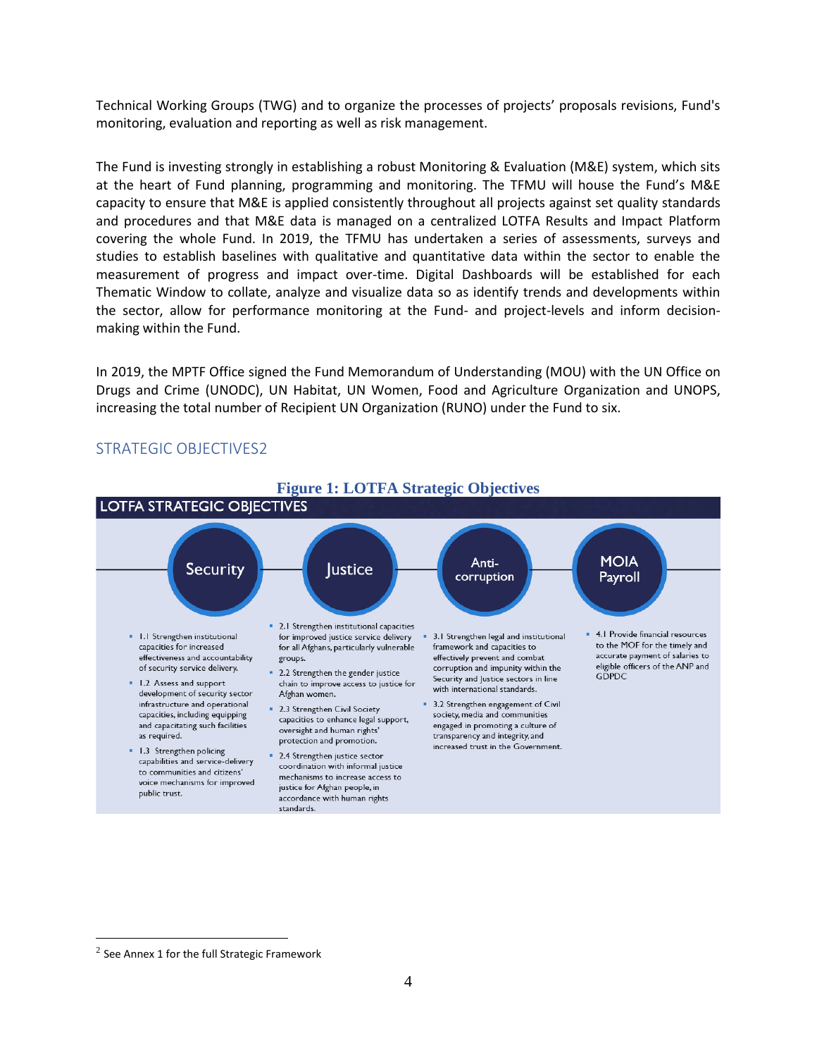Technical Working Groups (TWG) and to organize the processes of projects' proposals revisions, Fund's monitoring, evaluation and reporting as well as risk management.

The Fund is investing strongly in establishing a robust Monitoring & Evaluation (M&E) system, which sits at the heart of Fund planning, programming and monitoring. The TFMU will house the Fund's M&E capacity to ensure that M&E is applied consistently throughout all projects against set quality standards and procedures and that M&E data is managed on a centralized LOTFA Results and Impact Platform covering the whole Fund. In 2019, the TFMU has undertaken a series of assessments, surveys and studies to establish baselines with qualitative and quantitative data within the sector to enable the measurement of progress and impact over-time. Digital Dashboards will be established for each Thematic Window to collate, analyze and visualize data so as identify trends and developments within the sector, allow for performance monitoring at the Fund- and project-levels and inform decision-making within the Fund.

In 2019, the MPTF Office signed the Fund Memorandum of Understanding (MOU) with the UN Office on Drugs and Crime (UNODC), UN Habitat, UN Women, Food and Agriculture Organization and UNOPS, increasing the total number of Recipient UN Organization (RUNO) under the Fund to six.

## STRATEGIC OBJECTIVES[2]

**Figure 1: LOTFA Strategic Objectives**

**LOTFA STRATEGIC OBJECTIVES**

**Security**

- 1.1 Strengthen institutional capacities for increased effectiveness and accountability of security service delivery.
- 1.2 Assess and support development of security sector infrastructure and operational capacities, including equipping and capacitating such facilities as required.
- 1.3 Strengthen policing capabilities and service-delivery to communities and citizens' voice mechanisms for improved public trust.

**Justice**

- 2.1 Strengthen institutional capacities for improved justice service delivery for all Afghans, particularly vulnerable groups.
- 2.2 Strengthen the gender justice chain to improve access to justice for Afghan women.
- 2.3 Strengthen Civil Society capacities to enhance legal support, oversight and human rights' protection and promotion.
- 2.4 Strengthen justice sector coordination with informal justice mechanisms to increase access to justice for Afghan people, in accordance with human rights standards.

**Anti-corruption**

- 3.1 Strengthen legal and institutional framework and capacities to effectively prevent and combat corruption and impunity within the Security and Justice sectors in line with international standards.
- 3.2 Strengthen engagement of Civil society, media and communities engaged in promoting a culture of transparency and integrity, and increased trust in the Government.

**MOIA Payroll**

- 4.1 Provide financial resources to the MOF for the timely and accurate payment of salaries to eligible officers of the ANP and GDPDC

---

[2] See Annex 1 for the full Strategic Framework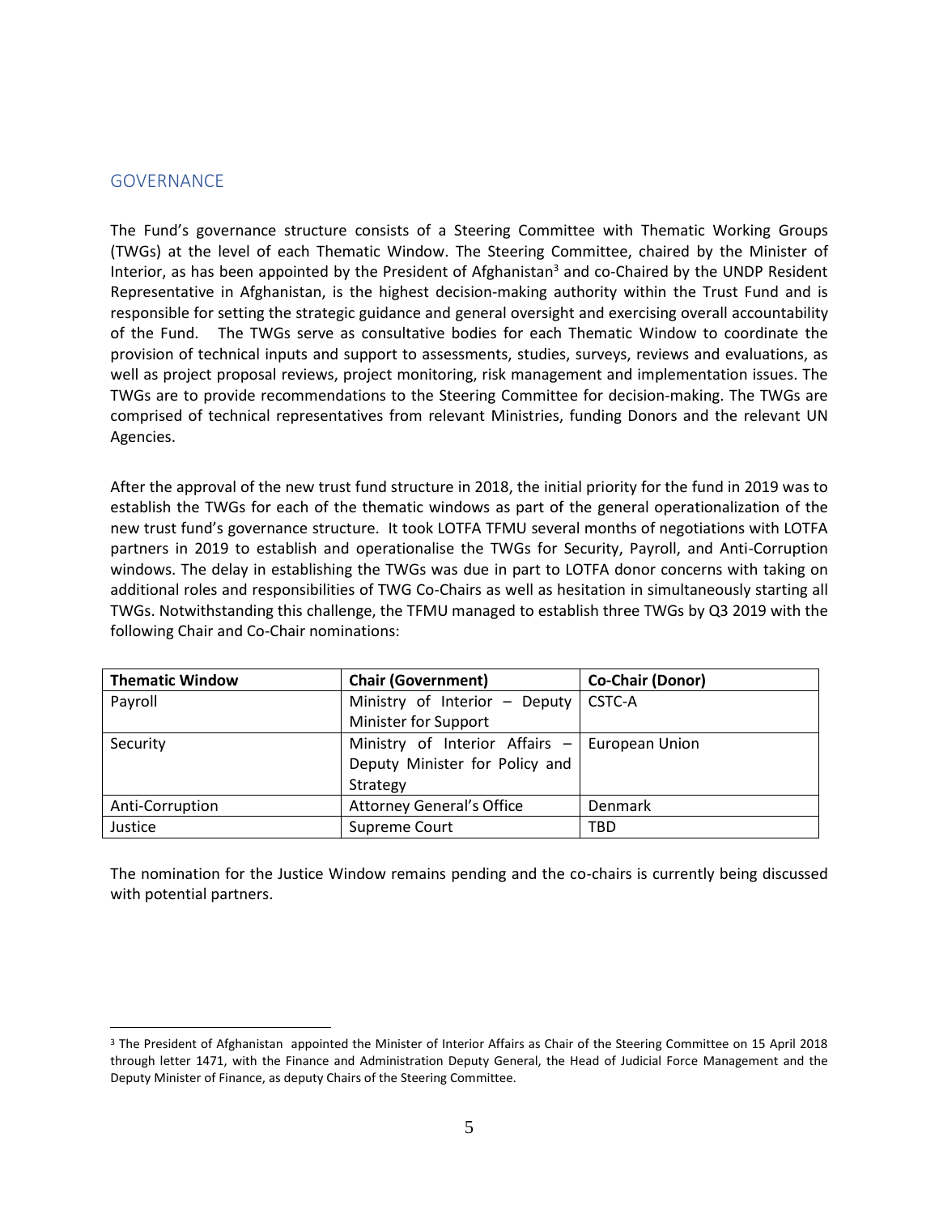## GOVERNANCE

The Fund's governance structure consists of a Steering Committee with Thematic Working Groups (TWGs) at the level of each Thematic Window. The Steering Committee, chaired by the Minister of Interior, as has been appointed by the President of Afghanistan[3] and co-Chaired by the UNDP Resident Representative in Afghanistan, is the highest decision-making authority within the Trust Fund and is responsible for setting the strategic guidance and general oversight and exercising overall accountability of the Fund. The TWGs serve as consultative bodies for each Thematic Window to coordinate the provision of technical inputs and support to assessments, studies, surveys, reviews and evaluations, as well as project proposal reviews, project monitoring, risk management and implementation issues. The TWGs are to provide recommendations to the Steering Committee for decision-making. The TWGs are comprised of technical representatives from relevant Ministries, funding Donors and the relevant UN Agencies.

After the approval of the new trust fund structure in 2018, the initial priority for the fund in 2019 was to establish the TWGs for each of the thematic windows as part of the general operationalization of the new trust fund's governance structure. It took LOTFA TFMU several months of negotiations with LOTFA partners in 2019 to establish and operationalise the TWGs for Security, Payroll, and Anti-Corruption windows. The delay in establishing the TWGs was due in part to LOTFA donor concerns with taking on additional roles and responsibilities of TWG Co-Chairs as well as hesitation in simultaneously starting all TWGs. Notwithstanding this challenge, the TFMU managed to establish three TWGs by Q3 2019 with the following Chair and Co-Chair nominations:

| Thematic Window | Chair (Government) | Co-Chair (Donor) |
|---|---|---|
| Payroll | Ministry of Interior – Deputy Minister for Support | CSTC-A |
| Security | Ministry of Interior Affairs – Deputy Minister for Policy and Strategy | European Union |
| Anti-Corruption | Attorney General's Office | Denmark |
| Justice | Supreme Court | TBD |

The nomination for the Justice Window remains pending and the co-chairs is currently being discussed with potential partners.

[3] The President of Afghanistan appointed the Minister of Interior Affairs as Chair of the Steering Committee on 15 April 2018 through letter 1471, with the Finance and Administration Deputy General, the Head of Judicial Force Management and the Deputy Minister of Finance, as deputy Chairs of the Steering Committee.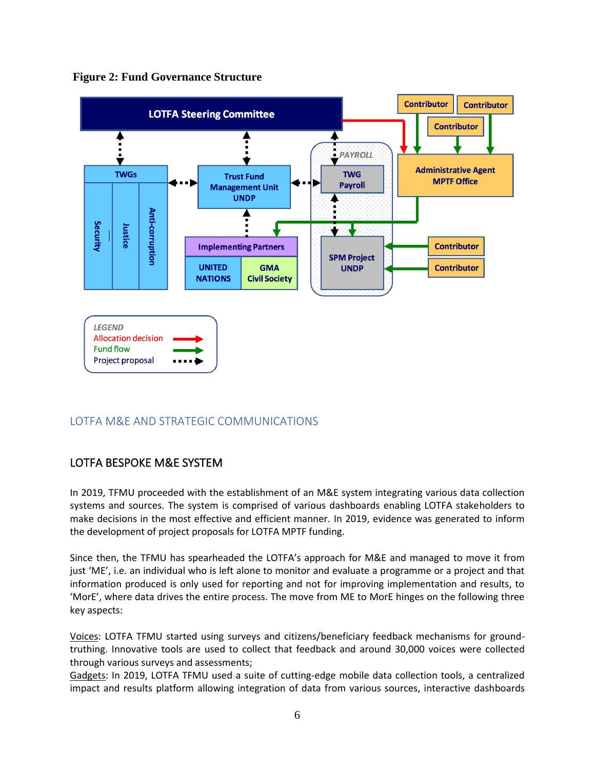**Figure 2: Fund Governance Structure**

LOTFA Steering Committee

TWGs: Security | Justice | Anti-corruption

Trust Fund Management Unit UNDP

TWG Payroll (PAYROLL)

Administrative Agent MPTF Office

Contributor | Contributor | Contributor

Implementing Partners: UNITED NATIONS | GMA Civil Society

SPM Project UNDP

Contributor | Contributor

LEGEND
- Allocation decision
- Fund flow
- Project proposal

## LOTFA M&E AND STRATEGIC COMMUNICATIONS

### LOTFA BESPOKE M&E SYSTEM

In 2019, TFMU proceeded with the establishment of an M&E system integrating various data collection systems and sources. The system is comprised of various dashboards enabling LOTFA stakeholders to make decisions in the most effective and efficient manner. In 2019, evidence was generated to inform the development of project proposals for LOTFA MPTF funding.

Since then, the TFMU has spearheaded the LOTFA's approach for M&E and managed to move it from just 'ME', i.e. an individual who is left alone to monitor and evaluate a programme or a project and that information produced is only used for reporting and not for improving implementation and results, to 'MorE', where data drives the entire process. The move from ME to MorE hinges on the following three key aspects:

Voices: LOTFA TFMU started using surveys and citizens/beneficiary feedback mechanisms for ground-truthing. Innovative tools are used to collect that feedback and around 30,000 voices were collected through various surveys and assessments;
Gadgets: In 2019, LOTFA TFMU used a suite of cutting-edge mobile data collection tools, a centralized impact and results platform allowing integration of data from various sources, interactive dashboards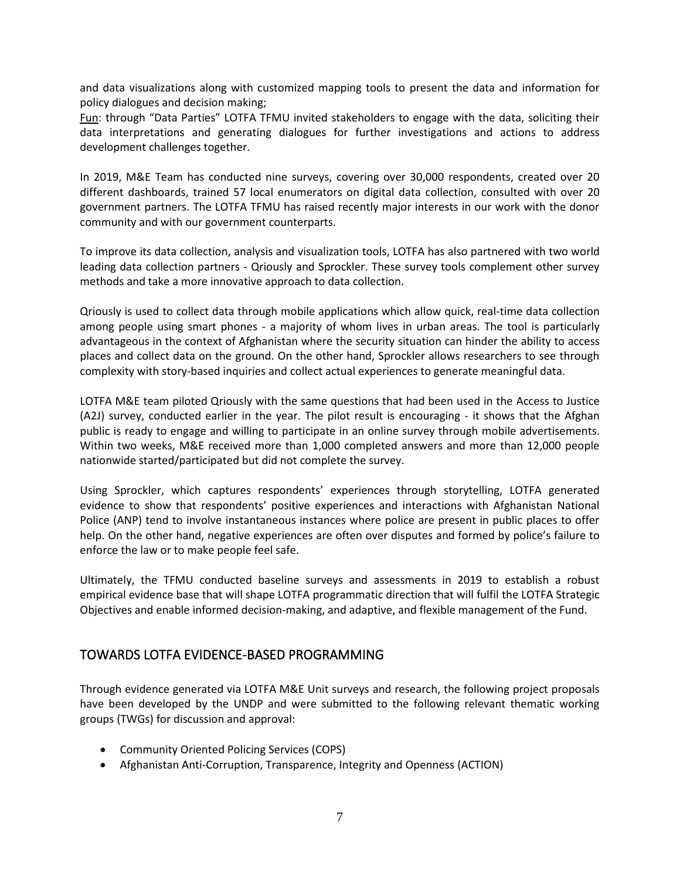and data visualizations along with customized mapping tools to present the data and information for policy dialogues and decision making;

<u>Fun</u>: through "Data Parties" LOTFA TFMU invited stakeholders to engage with the data, soliciting their data interpretations and generating dialogues for further investigations and actions to address development challenges together.

In 2019, M&E Team has conducted nine surveys, covering over 30,000 respondents, created over 20 different dashboards, trained 57 local enumerators on digital data collection, consulted with over 20 government partners. The LOTFA TFMU has raised recently major interests in our work with the donor community and with our government counterparts.

To improve its data collection, analysis and visualization tools, LOTFA has also partnered with two world leading data collection partners - Qriously and Sprockler. These survey tools complement other survey methods and take a more innovative approach to data collection.

Qriously is used to collect data through mobile applications which allow quick, real-time data collection among people using smart phones - a majority of whom lives in urban areas. The tool is particularly advantageous in the context of Afghanistan where the security situation can hinder the ability to access places and collect data on the ground. On the other hand, Sprockler allows researchers to see through complexity with story-based inquiries and collect actual experiences to generate meaningful data.

LOTFA M&E team piloted Qriously with the same questions that had been used in the Access to Justice (A2J) survey, conducted earlier in the year. The pilot result is encouraging - it shows that the Afghan public is ready to engage and willing to participate in an online survey through mobile advertisements. Within two weeks, M&E received more than 1,000 completed answers and more than 12,000 people nationwide started/participated but did not complete the survey.

Using Sprockler, which captures respondents' experiences through storytelling, LOTFA generated evidence to show that respondents' positive experiences and interactions with Afghanistan National Police (ANP) tend to involve instantaneous instances where police are present in public places to offer help. On the other hand, negative experiences are often over disputes and formed by police's failure to enforce the law or to make people feel safe.

Ultimately, the TFMU conducted baseline surveys and assessments in 2019 to establish a robust empirical evidence base that will shape LOTFA programmatic direction that will fulfil the LOTFA Strategic Objectives and enable informed decision-making, and adaptive, and flexible management of the Fund.

## TOWARDS LOTFA EVIDENCE-BASED PROGRAMMING

Through evidence generated via LOTFA M&E Unit surveys and research, the following project proposals have been developed by the UNDP and were submitted to the following relevant thematic working groups (TWGs) for discussion and approval:

- Community Oriented Policing Services (COPS)
- Afghanistan Anti-Corruption, Transparence, Integrity and Openness (ACTION)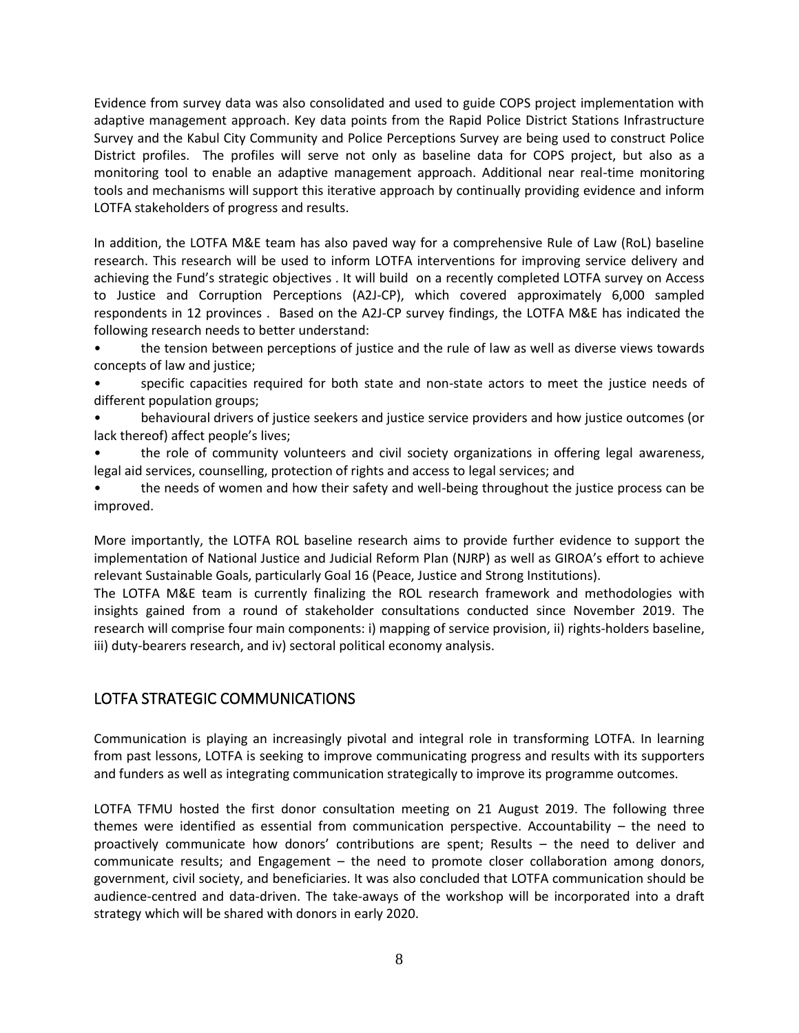Evidence from survey data was also consolidated and used to guide COPS project implementation with adaptive management approach. Key data points from the Rapid Police District Stations Infrastructure Survey and the Kabul City Community and Police Perceptions Survey are being used to construct Police District profiles. The profiles will serve not only as baseline data for COPS project, but also as a monitoring tool to enable an adaptive management approach. Additional near real-time monitoring tools and mechanisms will support this iterative approach by continually providing evidence and inform LOTFA stakeholders of progress and results.

In addition, the LOTFA M&E team has also paved way for a comprehensive Rule of Law (RoL) baseline research. This research will be used to inform LOTFA interventions for improving service delivery and achieving the Fund's strategic objectives . It will build on a recently completed LOTFA survey on Access to Justice and Corruption Perceptions (A2J-CP), which covered approximately 6,000 sampled respondents in 12 provinces . Based on the A2J-CP survey findings, the LOTFA M&E has indicated the following research needs to better understand:

- the tension between perceptions of justice and the rule of law as well as diverse views towards concepts of law and justice;
- specific capacities required for both state and non-state actors to meet the justice needs of different population groups;
- behavioural drivers of justice seekers and justice service providers and how justice outcomes (or lack thereof) affect people's lives;
- the role of community volunteers and civil society organizations in offering legal awareness, legal aid services, counselling, protection of rights and access to legal services; and
- the needs of women and how their safety and well-being throughout the justice process can be improved.

More importantly, the LOTFA ROL baseline research aims to provide further evidence to support the implementation of National Justice and Judicial Reform Plan (NJRP) as well as GIROA's effort to achieve relevant Sustainable Goals, particularly Goal 16 (Peace, Justice and Strong Institutions).

The LOTFA M&E team is currently finalizing the ROL research framework and methodologies with insights gained from a round of stakeholder consultations conducted since November 2019. The research will comprise four main components: i) mapping of service provision, ii) rights-holders baseline, iii) duty-bearers research, and iv) sectoral political economy analysis.

## LOTFA STRATEGIC COMMUNICATIONS

Communication is playing an increasingly pivotal and integral role in transforming LOTFA. In learning from past lessons, LOTFA is seeking to improve communicating progress and results with its supporters and funders as well as integrating communication strategically to improve its programme outcomes.

LOTFA TFMU hosted the first donor consultation meeting on 21 August 2019. The following three themes were identified as essential from communication perspective. Accountability – the need to proactively communicate how donors' contributions are spent; Results – the need to deliver and communicate results; and Engagement – the need to promote closer collaboration among donors, government, civil society, and beneficiaries. It was also concluded that LOTFA communication should be audience-centred and data-driven. The take-aways of the workshop will be incorporated into a draft strategy which will be shared with donors in early 2020.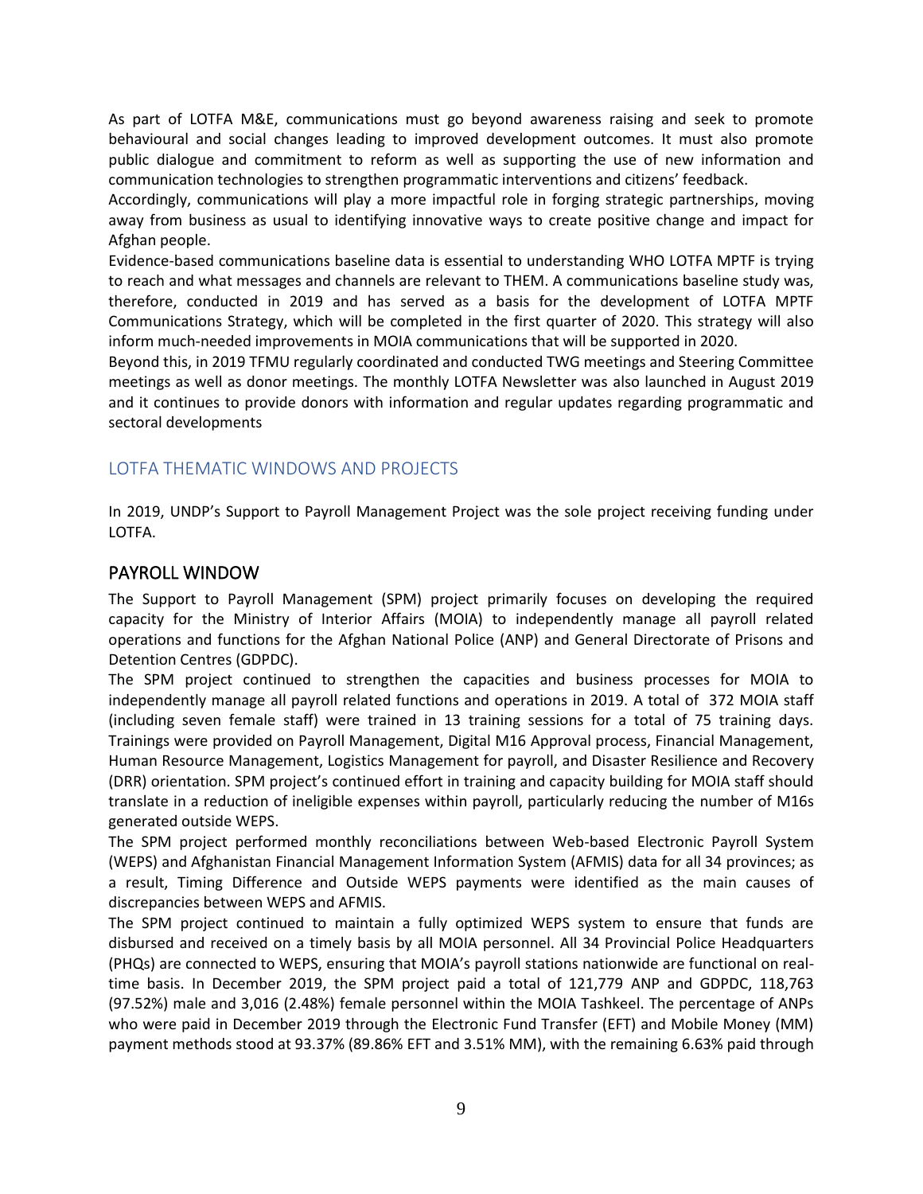As part of LOTFA M&E, communications must go beyond awareness raising and seek to promote behavioural and social changes leading to improved development outcomes. It must also promote public dialogue and commitment to reform as well as supporting the use of new information and communication technologies to strengthen programmatic interventions and citizens' feedback.

Accordingly, communications will play a more impactful role in forging strategic partnerships, moving away from business as usual to identifying innovative ways to create positive change and impact for Afghan people.

Evidence-based communications baseline data is essential to understanding WHO LOTFA MPTF is trying to reach and what messages and channels are relevant to THEM. A communications baseline study was, therefore, conducted in 2019 and has served as a basis for the development of LOTFA MPTF Communications Strategy, which will be completed in the first quarter of 2020. This strategy will also inform much-needed improvements in MOIA communications that will be supported in 2020.

Beyond this, in 2019 TFMU regularly coordinated and conducted TWG meetings and Steering Committee meetings as well as donor meetings. The monthly LOTFA Newsletter was also launched in August 2019 and it continues to provide donors with information and regular updates regarding programmatic and sectoral developments

## LOTFA THEMATIC WINDOWS AND PROJECTS

In 2019, UNDP's Support to Payroll Management Project was the sole project receiving funding under LOTFA.

## PAYROLL WINDOW

The Support to Payroll Management (SPM) project primarily focuses on developing the required capacity for the Ministry of Interior Affairs (MOIA) to independently manage all payroll related operations and functions for the Afghan National Police (ANP) and General Directorate of Prisons and Detention Centres (GDPDC).

The SPM project continued to strengthen the capacities and business processes for MOIA to independently manage all payroll related functions and operations in 2019. A total of 372 MOIA staff (including seven female staff) were trained in 13 training sessions for a total of 75 training days. Trainings were provided on Payroll Management, Digital M16 Approval process, Financial Management, Human Resource Management, Logistics Management for payroll, and Disaster Resilience and Recovery (DRR) orientation. SPM project's continued effort in training and capacity building for MOIA staff should translate in a reduction of ineligible expenses within payroll, particularly reducing the number of M16s generated outside WEPS.

The SPM project performed monthly reconciliations between Web-based Electronic Payroll System (WEPS) and Afghanistan Financial Management Information System (AFMIS) data for all 34 provinces; as a result, Timing Difference and Outside WEPS payments were identified as the main causes of discrepancies between WEPS and AFMIS.

The SPM project continued to maintain a fully optimized WEPS system to ensure that funds are disbursed and received on a timely basis by all MOIA personnel. All 34 Provincial Police Headquarters (PHQs) are connected to WEPS, ensuring that MOIA's payroll stations nationwide are functional on real-time basis. In December 2019, the SPM project paid a total of 121,779 ANP and GDPDC, 118,763 (97.52%) male and 3,016 (2.48%) female personnel within the MOIA Tashkeel. The percentage of ANPs who were paid in December 2019 through the Electronic Fund Transfer (EFT) and Mobile Money (MM) payment methods stood at 93.37% (89.86% EFT and 3.51% MM), with the remaining 6.63% paid through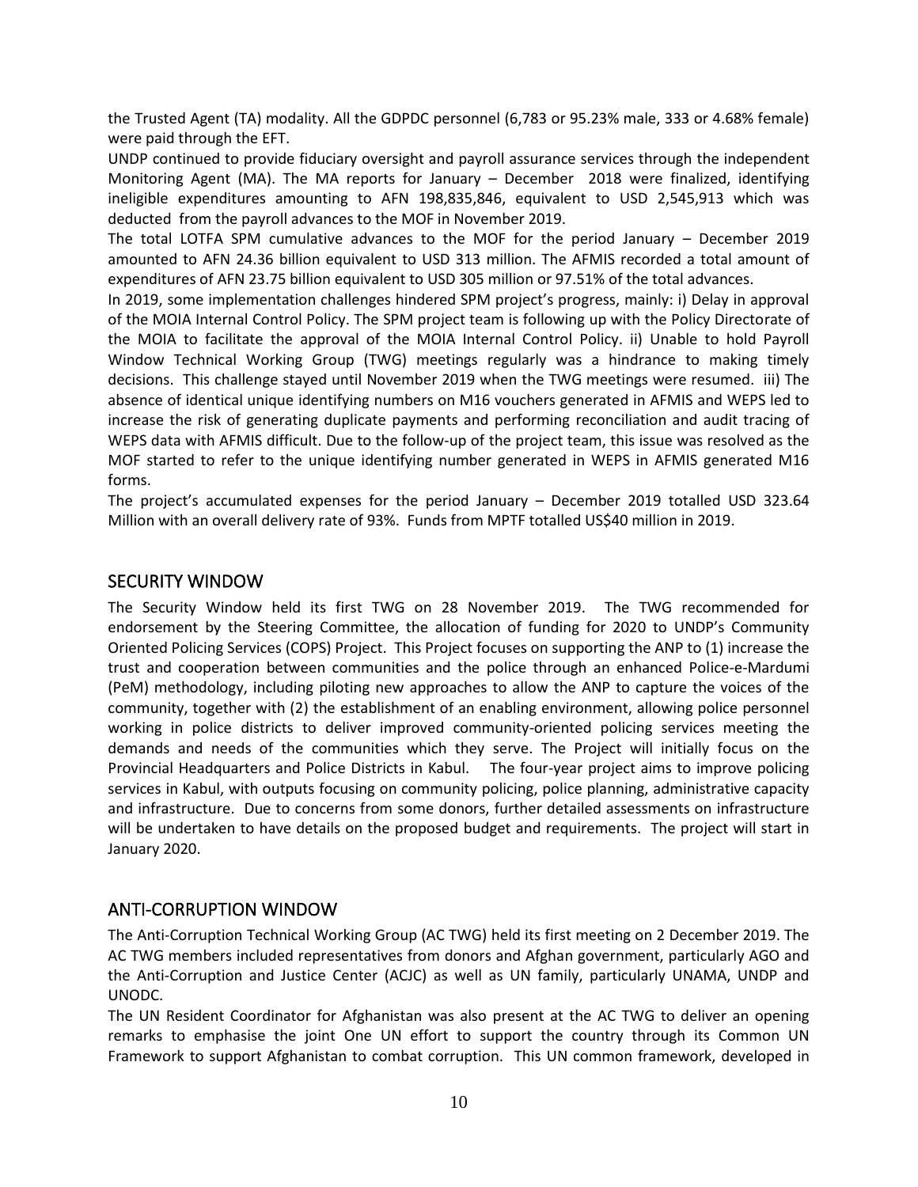the Trusted Agent (TA) modality. All the GDPDC personnel (6,783 or 95.23% male, 333 or 4.68% female) were paid through the EFT.

UNDP continued to provide fiduciary oversight and payroll assurance services through the independent Monitoring Agent (MA). The MA reports for January – December 2018 were finalized, identifying ineligible expenditures amounting to AFN 198,835,846, equivalent to USD 2,545,913 which was deducted from the payroll advances to the MOF in November 2019.

The total LOTFA SPM cumulative advances to the MOF for the period January – December 2019 amounted to AFN 24.36 billion equivalent to USD 313 million. The AFMIS recorded a total amount of expenditures of AFN 23.75 billion equivalent to USD 305 million or 97.51% of the total advances.

In 2019, some implementation challenges hindered SPM project's progress, mainly: i) Delay in approval of the MOIA Internal Control Policy. The SPM project team is following up with the Policy Directorate of the MOIA to facilitate the approval of the MOIA Internal Control Policy. ii) Unable to hold Payroll Window Technical Working Group (TWG) meetings regularly was a hindrance to making timely decisions. This challenge stayed until November 2019 when the TWG meetings were resumed. iii) The absence of identical unique identifying numbers on M16 vouchers generated in AFMIS and WEPS led to increase the risk of generating duplicate payments and performing reconciliation and audit tracing of WEPS data with AFMIS difficult. Due to the follow-up of the project team, this issue was resolved as the MOF started to refer to the unique identifying number generated in WEPS in AFMIS generated M16 forms.

The project's accumulated expenses for the period January – December 2019 totalled USD 323.64 Million with an overall delivery rate of 93%. Funds from MPTF totalled US$40 million in 2019.

## SECURITY WINDOW

The Security Window held its first TWG on 28 November 2019. The TWG recommended for endorsement by the Steering Committee, the allocation of funding for 2020 to UNDP's Community Oriented Policing Services (COPS) Project. This Project focuses on supporting the ANP to (1) increase the trust and cooperation between communities and the police through an enhanced Police-e-Mardumi (PeM) methodology, including piloting new approaches to allow the ANP to capture the voices of the community, together with (2) the establishment of an enabling environment, allowing police personnel working in police districts to deliver improved community-oriented policing services meeting the demands and needs of the communities which they serve. The Project will initially focus on the Provincial Headquarters and Police Districts in Kabul. The four-year project aims to improve policing services in Kabul, with outputs focusing on community policing, police planning, administrative capacity and infrastructure. Due to concerns from some donors, further detailed assessments on infrastructure will be undertaken to have details on the proposed budget and requirements. The project will start in January 2020.

## ANTI-CORRUPTION WINDOW

The Anti-Corruption Technical Working Group (AC TWG) held its first meeting on 2 December 2019. The AC TWG members included representatives from donors and Afghan government, particularly AGO and the Anti-Corruption and Justice Center (ACJC) as well as UN family, particularly UNAMA, UNDP and UNODC.

The UN Resident Coordinator for Afghanistan was also present at the AC TWG to deliver an opening remarks to emphasise the joint One UN effort to support the country through its Common UN Framework to support Afghanistan to combat corruption. This UN common framework, developed in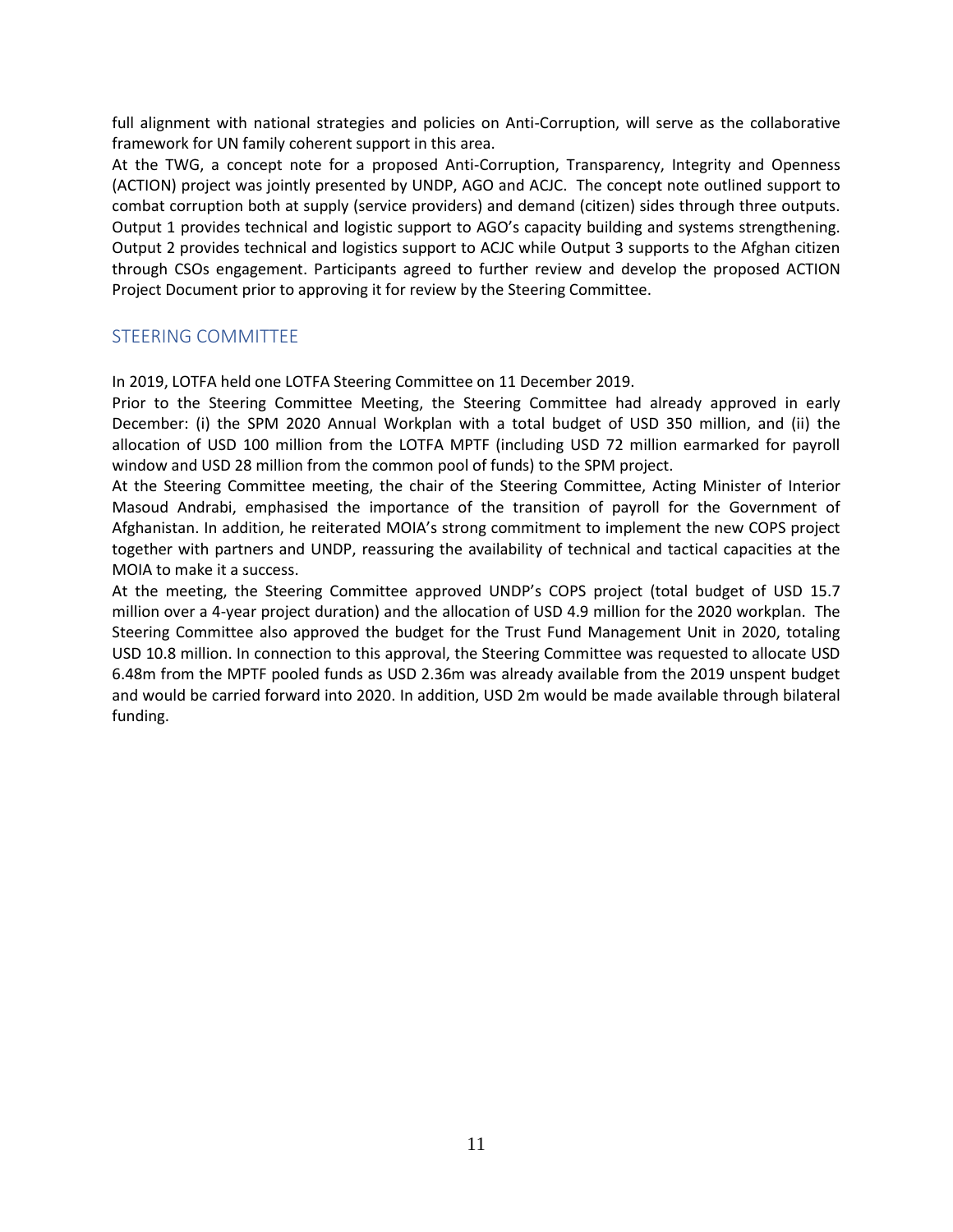full alignment with national strategies and policies on Anti-Corruption, will serve as the collaborative framework for UN family coherent support in this area.

At the TWG, a concept note for a proposed Anti-Corruption, Transparency, Integrity and Openness (ACTION) project was jointly presented by UNDP, AGO and ACJC. The concept note outlined support to combat corruption both at supply (service providers) and demand (citizen) sides through three outputs. Output 1 provides technical and logistic support to AGO's capacity building and systems strengthening. Output 2 provides technical and logistics support to ACJC while Output 3 supports to the Afghan citizen through CSOs engagement. Participants agreed to further review and develop the proposed ACTION Project Document prior to approving it for review by the Steering Committee.

## STEERING COMMITTEE

In 2019, LOTFA held one LOTFA Steering Committee on 11 December 2019.

Prior to the Steering Committee Meeting, the Steering Committee had already approved in early December: (i) the SPM 2020 Annual Workplan with a total budget of USD 350 million, and (ii) the allocation of USD 100 million from the LOTFA MPTF (including USD 72 million earmarked for payroll window and USD 28 million from the common pool of funds) to the SPM project.

At the Steering Committee meeting, the chair of the Steering Committee, Acting Minister of Interior Masoud Andrabi, emphasised the importance of the transition of payroll for the Government of Afghanistan. In addition, he reiterated MOIA's strong commitment to implement the new COPS project together with partners and UNDP, reassuring the availability of technical and tactical capacities at the MOIA to make it a success.

At the meeting, the Steering Committee approved UNDP's COPS project (total budget of USD 15.7 million over a 4-year project duration) and the allocation of USD 4.9 million for the 2020 workplan. The Steering Committee also approved the budget for the Trust Fund Management Unit in 2020, totaling USD 10.8 million. In connection to this approval, the Steering Committee was requested to allocate USD 6.48m from the MPTF pooled funds as USD 2.36m was already available from the 2019 unspent budget and would be carried forward into 2020. In addition, USD 2m would be made available through bilateral funding.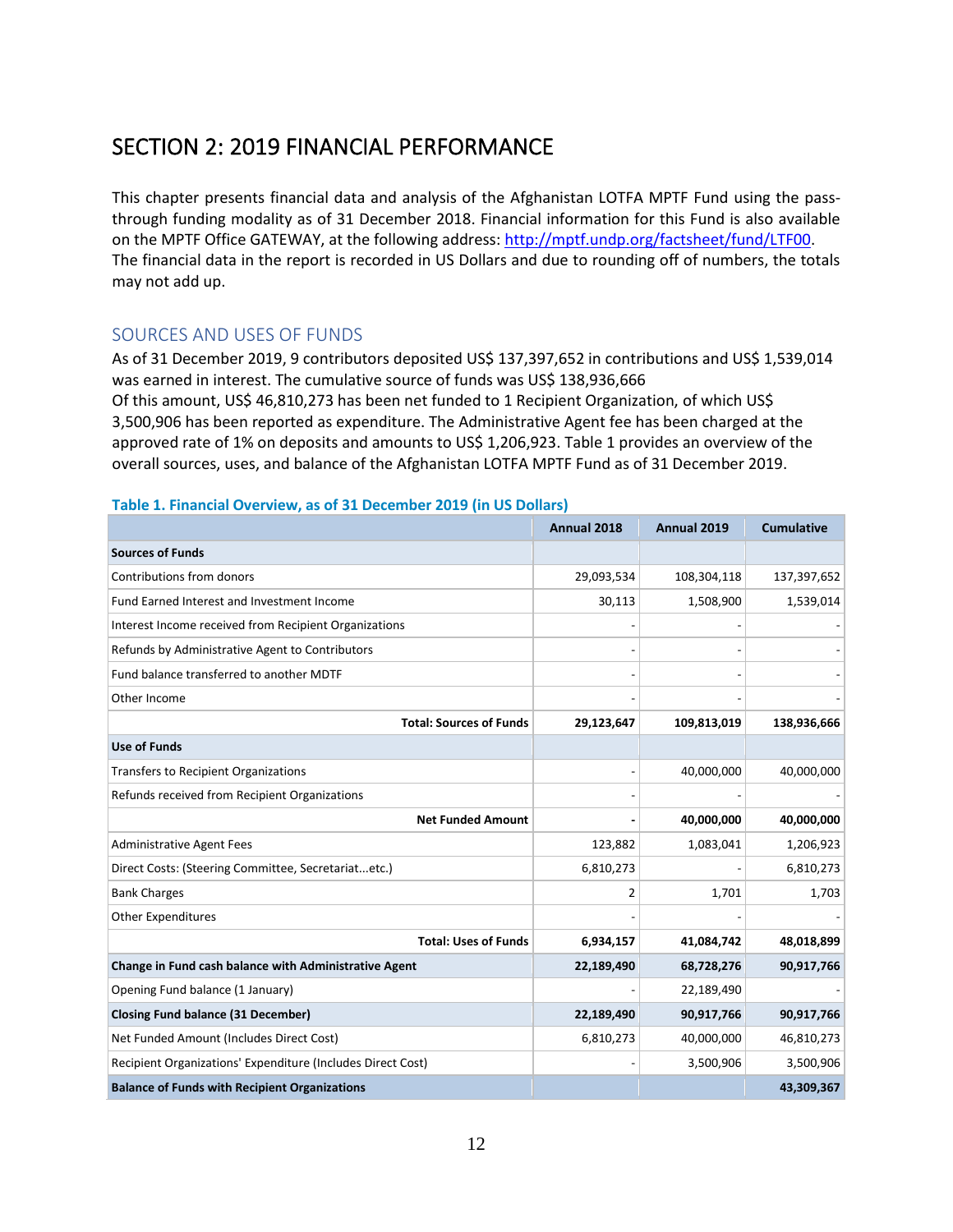# SECTION 2: 2019 FINANCIAL PERFORMANCE

This chapter presents financial data and analysis of the Afghanistan LOTFA MPTF Fund using the pass-through funding modality as of 31 December 2018. Financial information for this Fund is also available on the MPTF Office GATEWAY, at the following address: http://mptf.undp.org/factsheet/fund/LTF00. The financial data in the report is recorded in US Dollars and due to rounding off of numbers, the totals may not add up.

## SOURCES AND USES OF FUNDS

As of 31 December 2019, 9 contributors deposited US$ 137,397,652 in contributions and US$ 1,539,014 was earned in interest. The cumulative source of funds was US$ 138,936,666
Of this amount, US$ 46,810,273 has been net funded to 1 Recipient Organization, of which US$ 3,500,906 has been reported as expenditure. The Administrative Agent fee has been charged at the approved rate of 1% on deposits and amounts to US$ 1,206,923. Table 1 provides an overview of the overall sources, uses, and balance of the Afghanistan LOTFA MPTF Fund as of 31 December 2019.

**Table 1. Financial Overview, as of 31 December 2019 (in US Dollars)**

| | Annual 2018 | Annual 2019 | Cumulative |
|---|---|---|---|
| **Sources of Funds** | | | |
| Contributions from donors | 29,093,534 | 108,304,118 | 137,397,652 |
| Fund Earned Interest and Investment Income | 30,113 | 1,508,900 | 1,539,014 |
| Interest Income received from Recipient Organizations | - | - | - |
| Refunds by Administrative Agent to Contributors | - | - | - |
| Fund balance transferred to another MDTF | - | - | - |
| Other Income | - | - | - |
| **Total: Sources of Funds** | **29,123,647** | **109,813,019** | **138,936,666** |
| **Use of Funds** | | | |
| Transfers to Recipient Organizations | - | 40,000,000 | 40,000,000 |
| Refunds received from Recipient Organizations | - | - | - |
| **Net Funded Amount** | **-** | **40,000,000** | **40,000,000** |
| Administrative Agent Fees | 123,882 | 1,083,041 | 1,206,923 |
| Direct Costs: (Steering Committee, Secretariat...etc.) | 6,810,273 | - | 6,810,273 |
| Bank Charges | 2 | 1,701 | 1,703 |
| Other Expenditures | - | - | - |
| **Total: Uses of Funds** | **6,934,157** | **41,084,742** | **48,018,899** |
| **Change in Fund cash balance with Administrative Agent** | **22,189,490** | **68,728,276** | **90,917,766** |
| Opening Fund balance (1 January) | - | 22,189,490 | - |
| **Closing Fund balance (31 December)** | **22,189,490** | **90,917,766** | **90,917,766** |
| Net Funded Amount (Includes Direct Cost) | 6,810,273 | 40,000,000 | 46,810,273 |
| Recipient Organizations' Expenditure (Includes Direct Cost) | - | 3,500,906 | 3,500,906 |
| **Balance of Funds with Recipient Organizations** | | | **43,309,367** |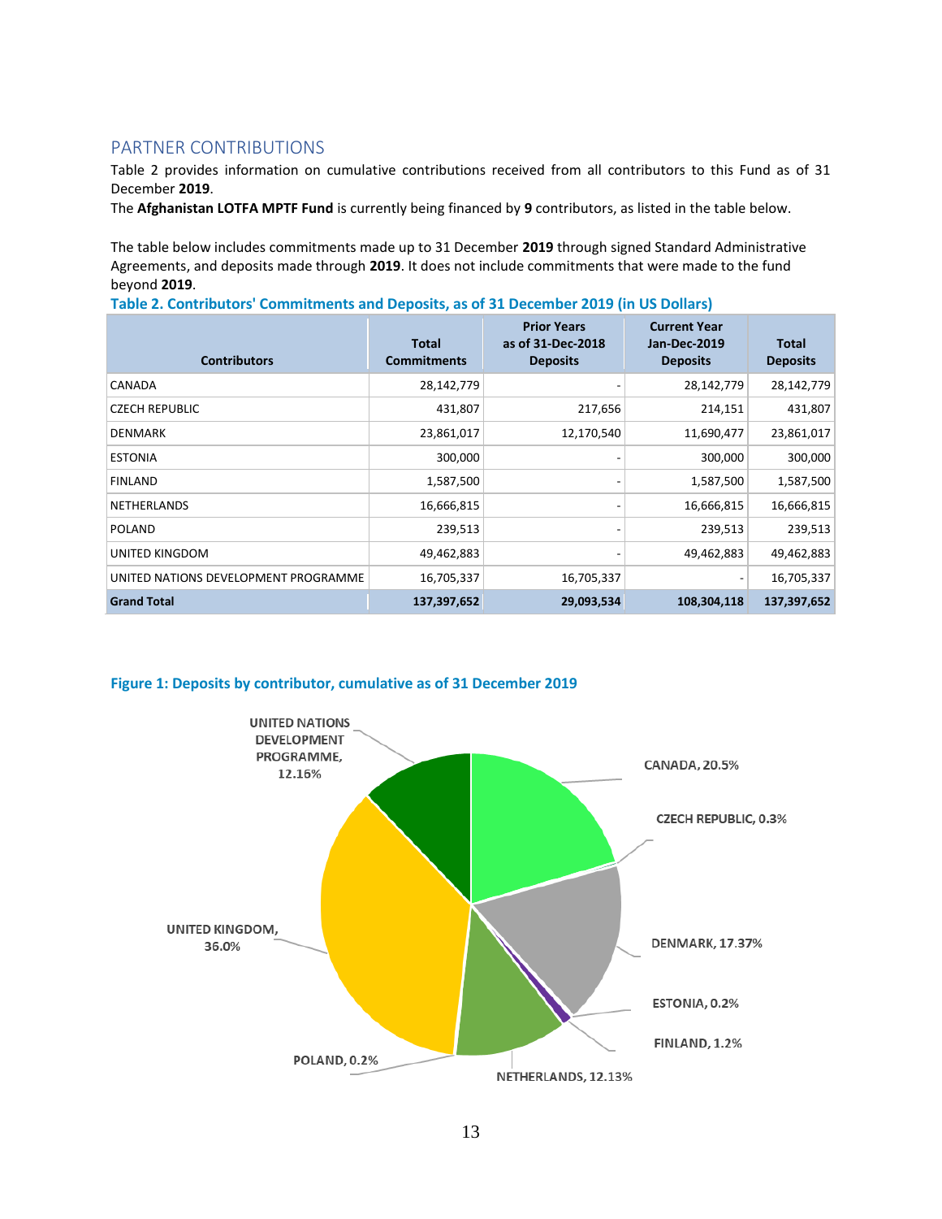## PARTNER CONTRIBUTIONS

Table 2 provides information on cumulative contributions received from all contributors to this Fund as of 31 December **2019**.

The **Afghanistan LOTFA MPTF Fund** is currently being financed by **9** contributors, as listed in the table below.

The table below includes commitments made up to 31 December **2019** through signed Standard Administrative Agreements, and deposits made through **2019**. It does not include commitments that were made to the fund beyond **2019**.

**Table 2. Contributors' Commitments and Deposits, as of 31 December 2019 (in US Dollars)**

| Contributors | Total Commitments | Prior Years as of 31-Dec-2018 Deposits | Current Year Jan-Dec-2019 Deposits | Total Deposits |
|---|---|---|---|---|
| CANADA | 28,142,779 | - | 28,142,779 | 28,142,779 |
| CZECH REPUBLIC | 431,807 | 217,656 | 214,151 | 431,807 |
| DENMARK | 23,861,017 | 12,170,540 | 11,690,477 | 23,861,017 |
| ESTONIA | 300,000 | - | 300,000 | 300,000 |
| FINLAND | 1,587,500 | - | 1,587,500 | 1,587,500 |
| NETHERLANDS | 16,666,815 | - | 16,666,815 | 16,666,815 |
| POLAND | 239,513 | - | 239,513 | 239,513 |
| UNITED KINGDOM | 49,462,883 | - | 49,462,883 | 49,462,883 |
| UNITED NATIONS DEVELOPMENT PROGRAMME | 16,705,337 | 16,705,337 | - | 16,705,337 |
| **Grand Total** | **137,397,652** | **29,093,534** | **108,304,118** | **137,397,652** |

**Figure 1: Deposits by contributor, cumulative as of 31 December 2019**

UNITED NATIONS DEVELOPMENT PROGRAMME, 12.16%; CANADA, 20.5%; CZECH REPUBLIC, 0.3%; DENMARK, 17.37%; ESTONIA, 0.2%; FINLAND, 1.2%; NETHERLANDS, 12.13%; POLAND, 0.2%; UNITED KINGDOM, 36.0%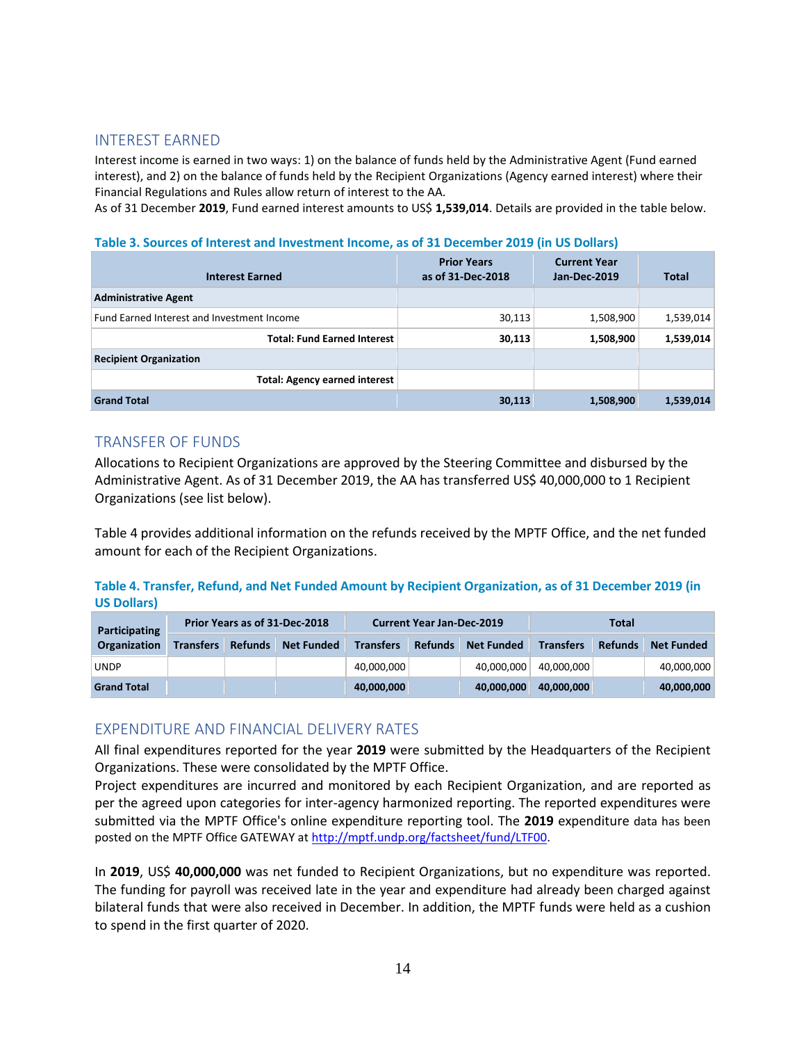## INTEREST EARNED

Interest income is earned in two ways: 1) on the balance of funds held by the Administrative Agent (Fund earned interest), and 2) on the balance of funds held by the Recipient Organizations (Agency earned interest) where their Financial Regulations and Rules allow return of interest to the AA.

As of 31 December **2019**, Fund earned interest amounts to US$ **1,539,014**. Details are provided in the table below.

**Table 3. Sources of Interest and Investment Income, as of 31 December 2019 (in US Dollars)**

| Interest Earned | Prior Years as of 31-Dec-2018 | Current Year Jan-Dec-2019 | Total |
|---|---|---|---|
| **Administrative Agent** | | | |
| Fund Earned Interest and Investment Income | 30,113 | 1,508,900 | 1,539,014 |
| **Total: Fund Earned Interest** | **30,113** | **1,508,900** | **1,539,014** |
| **Recipient Organization** | | | |
| **Total: Agency earned interest** | | | |
| **Grand Total** | **30,113** | **1,508,900** | **1,539,014** |

## TRANSFER OF FUNDS

Allocations to Recipient Organizations are approved by the Steering Committee and disbursed by the Administrative Agent. As of 31 December 2019, the AA has transferred US$ 40,000,000 to 1 Recipient Organizations (see list below).

Table 4 provides additional information on the refunds received by the MPTF Office, and the net funded amount for each of the Recipient Organizations.

**Table 4. Transfer, Refund, and Net Funded Amount by Recipient Organization, as of 31 December 2019 (in US Dollars)**

| Participating Organization | Prior Years as of 31-Dec-2018 | | | Current Year Jan-Dec-2019 | | | Total | | |
|---|---|---|---|---|---|---|---|---|---|
| | Transfers | Refunds | Net Funded | Transfers | Refunds | Net Funded | Transfers | Refunds | Net Funded |
| UNDP | | | | 40,000,000 | | 40,000,000 | 40,000,000 | | 40,000,000 |
| **Grand Total** | | | | **40,000,000** | | **40,000,000** | **40,000,000** | | **40,000,000** |

## EXPENDITURE AND FINANCIAL DELIVERY RATES

All final expenditures reported for the year **2019** were submitted by the Headquarters of the Recipient Organizations. These were consolidated by the MPTF Office.

Project expenditures are incurred and monitored by each Recipient Organization, and are reported as per the agreed upon categories for inter-agency harmonized reporting. The reported expenditures were submitted via the MPTF Office's online expenditure reporting tool. The **2019** expenditure data has been posted on the MPTF Office GATEWAY at http://mptf.undp.org/factsheet/fund/LTF00.

In **2019**, US$ **40,000,000** was net funded to Recipient Organizations, but no expenditure was reported. The funding for payroll was received late in the year and expenditure had already been charged against bilateral funds that were also received in December. In addition, the MPTF funds were held as a cushion to spend in the first quarter of 2020.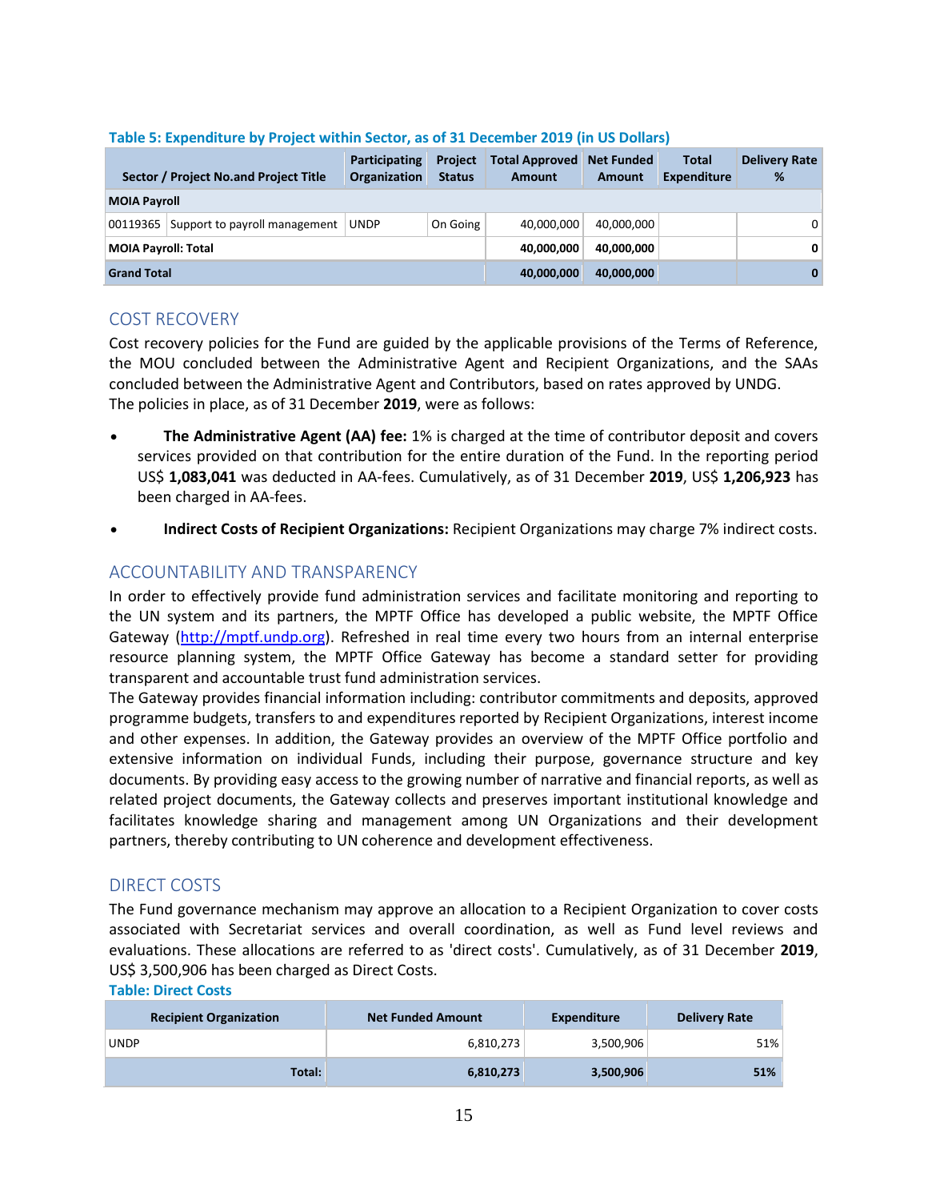**Table 5: Expenditure by Project within Sector, as of 31 December 2019 (in US Dollars)**

| Sector / Project No.and Project Title | | Participating Organization | Project Status | Total Approved Amount | Net Funded Amount | Total Expenditure | Delivery Rate % |
|---|---|---|---|---|---|---|---|
| **MOIA Payroll** | | | | | | | |
| 00119365 | Support to payroll management | UNDP | On Going | 40,000,000 | 40,000,000 | | 0 |
| **MOIA Payroll: Total** | | | | **40,000,000** | **40,000,000** | | **0** |
| **Grand Total** | | | | **40,000,000** | **40,000,000** | | **0** |

## COST RECOVERY

Cost recovery policies for the Fund are guided by the applicable provisions of the Terms of Reference, the MOU concluded between the Administrative Agent and Recipient Organizations, and the SAAs concluded between the Administrative Agent and Contributors, based on rates approved by UNDG.
The policies in place, as of 31 December **2019**, were as follows:

- **The Administrative Agent (AA) fee:** 1% is charged at the time of contributor deposit and covers services provided on that contribution for the entire duration of the Fund. In the reporting period US$ **1,083,041** was deducted in AA-fees. Cumulatively, as of 31 December **2019**, US$ **1,206,923** has been charged in AA-fees.
- **Indirect Costs of Recipient Organizations:** Recipient Organizations may charge 7% indirect costs.

## ACCOUNTABILITY AND TRANSPARENCY

In order to effectively provide fund administration services and facilitate monitoring and reporting to the UN system and its partners, the MPTF Office has developed a public website, the MPTF Office Gateway (http://mptf.undp.org). Refreshed in real time every two hours from an internal enterprise resource planning system, the MPTF Office Gateway has become a standard setter for providing transparent and accountable trust fund administration services.
The Gateway provides financial information including: contributor commitments and deposits, approved programme budgets, transfers to and expenditures reported by Recipient Organizations, interest income and other expenses. In addition, the Gateway provides an overview of the MPTF Office portfolio and extensive information on individual Funds, including their purpose, governance structure and key documents. By providing easy access to the growing number of narrative and financial reports, as well as related project documents, the Gateway collects and preserves important institutional knowledge and facilitates knowledge sharing and management among UN Organizations and their development partners, thereby contributing to UN coherence and development effectiveness.

## DIRECT COSTS

The Fund governance mechanism may approve an allocation to a Recipient Organization to cover costs associated with Secretariat services and overall coordination, as well as Fund level reviews and evaluations. These allocations are referred to as 'direct costs'. Cumulatively, as of 31 December **2019**, US$ 3,500,906 has been charged as Direct Costs.

**Table: Direct Costs**

| Recipient Organization | Net Funded Amount | Expenditure | Delivery Rate |
|---|---|---|---|
| UNDP | 6,810,273 | 3,500,906 | 51% |
| **Total:** | **6,810,273** | **3,500,906** | **51%** |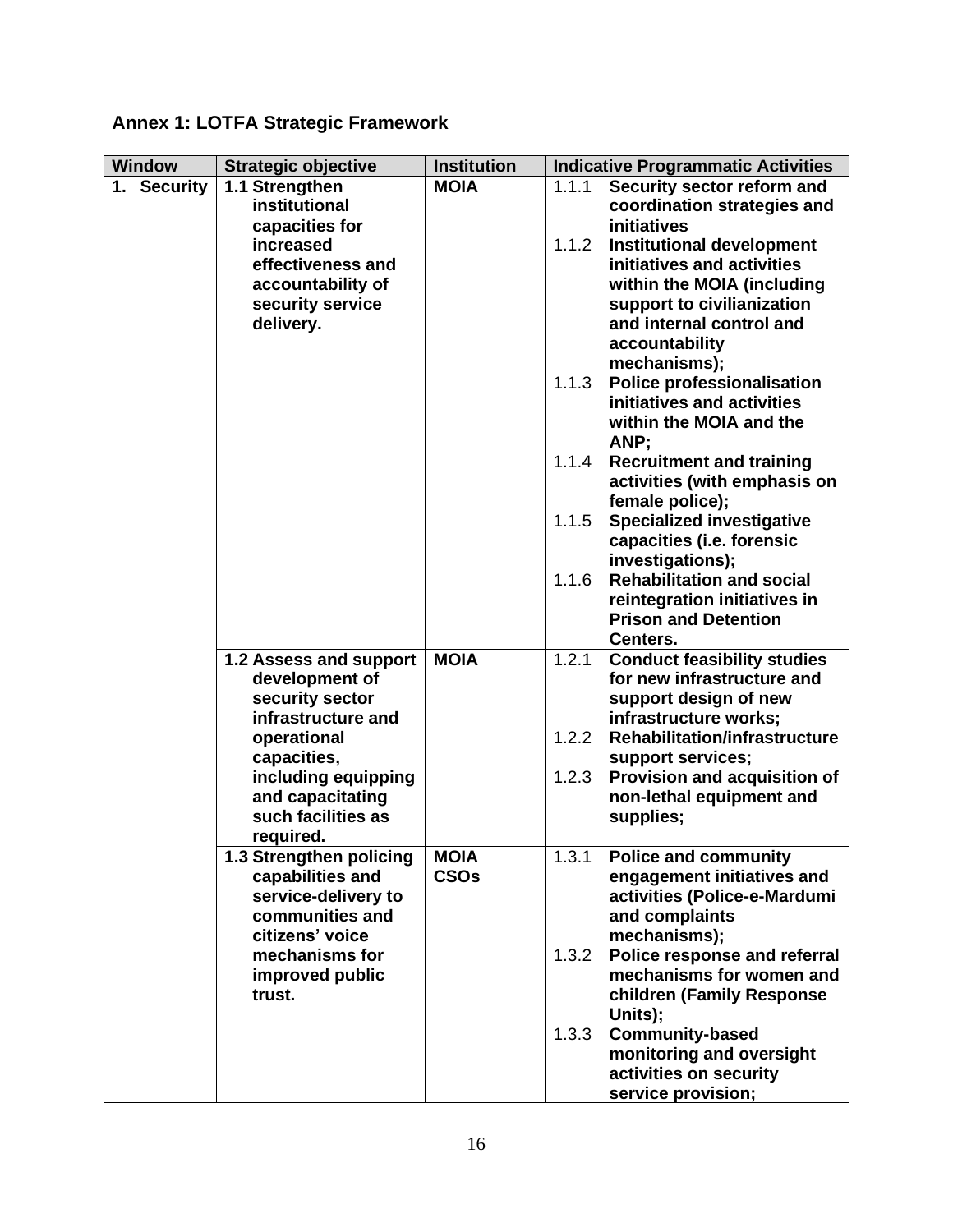## Annex 1: LOTFA Strategic Framework

| Window | Strategic objective | Institution | Indicative Programmatic Activities |
|---|---|---|---|
| **1. Security** | **1.1 Strengthen institutional capacities for increased effectiveness and accountability of security service delivery.** | **MOIA** | 1.1.1 **Security sector reform and coordination strategies and initiatives**<br>1.1.2 **Institutional development initiatives and activities within the MOIA (including support to civilianization and internal control and accountability mechanisms);**<br>1.1.3 **Police professionalisation initiatives and activities within the MOIA and the ANP;**<br>1.1.4 **Recruitment and training activities (with emphasis on female police);**<br>1.1.5 **Specialized investigative capacities (i.e. forensic investigations);**<br>1.1.6 **Rehabilitation and social reintegration initiatives in Prison and Detention Centers.** |
| | **1.2 Assess and support development of security sector infrastructure and operational capacities, including equipping and capacitating such facilities as required.** | **MOIA** | 1.2.1 **Conduct feasibility studies for new infrastructure and support design of new infrastructure works;**<br>1.2.2 **Rehabilitation/infrastructure support services;**<br>1.2.3 **Provision and acquisition of non-lethal equipment and supplies;** |
| | **1.3 Strengthen policing capabilities and service-delivery to communities and citizens' voice mechanisms for improved public trust.** | **MOIA**<br>**CSOs** | 1.3.1 **Police and community engagement initiatives and activities (Police-e-Mardumi and complaints mechanisms);**<br>1.3.2 **Police response and referral mechanisms for women and children (Family Response Units);**<br>1.3.3 **Community-based monitoring and oversight activities on security service provision;** |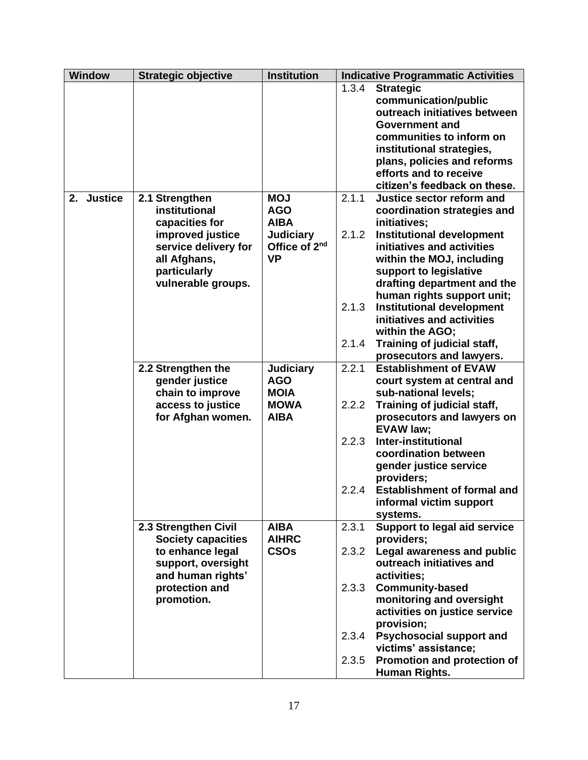| Window | Strategic objective | Institution | Indicative Programmatic Activities |
|---|---|---|---|
| | | | **1.3.4 Strategic communication/public outreach initiatives between Government and communities to inform on institutional strategies, plans, policies and reforms efforts and to receive citizen's feedback on these.** |
| **2. Justice** | **2.1 Strengthen institutional capacities for improved justice service delivery for all Afghans, particularly vulnerable groups.** | **MOJ<br>AGO<br>AIBA<br>Judiciary<br>Office of 2nd VP** | **2.1.1 Justice sector reform and coordination strategies and initiatives;<br>2.1.2 Institutional development initiatives and activities within the MOJ, including support to legislative drafting department and the human rights support unit;<br>2.1.3 Institutional development initiatives and activities within the AGO;<br>2.1.4 Training of judicial staff, prosecutors and lawyers.** |
| | **2.2 Strengthen the gender justice chain to improve access to justice for Afghan women.** | **Judiciary<br>AGO<br>MOIA<br>MOWA<br>AIBA** | **2.2.1 Establishment of EVAW court system at central and sub-national levels;<br>2.2.2 Training of judicial staff, prosecutors and lawyers on EVAW law;<br>2.2.3 Inter-institutional coordination between gender justice service providers;<br>2.2.4 Establishment of formal and informal victim support systems.** |
| | **2.3 Strengthen Civil Society capacities to enhance legal support, oversight and human rights' protection and promotion.** | **AIBA<br>AIHRC<br>CSOs** | **2.3.1 Support to legal aid service providers;<br>2.3.2 Legal awareness and public outreach initiatives and activities;<br>2.3.3 Community-based monitoring and oversight activities on justice service provision;<br>2.3.4 Psychosocial support and victims' assistance;<br>2.3.5 Promotion and protection of Human Rights.** |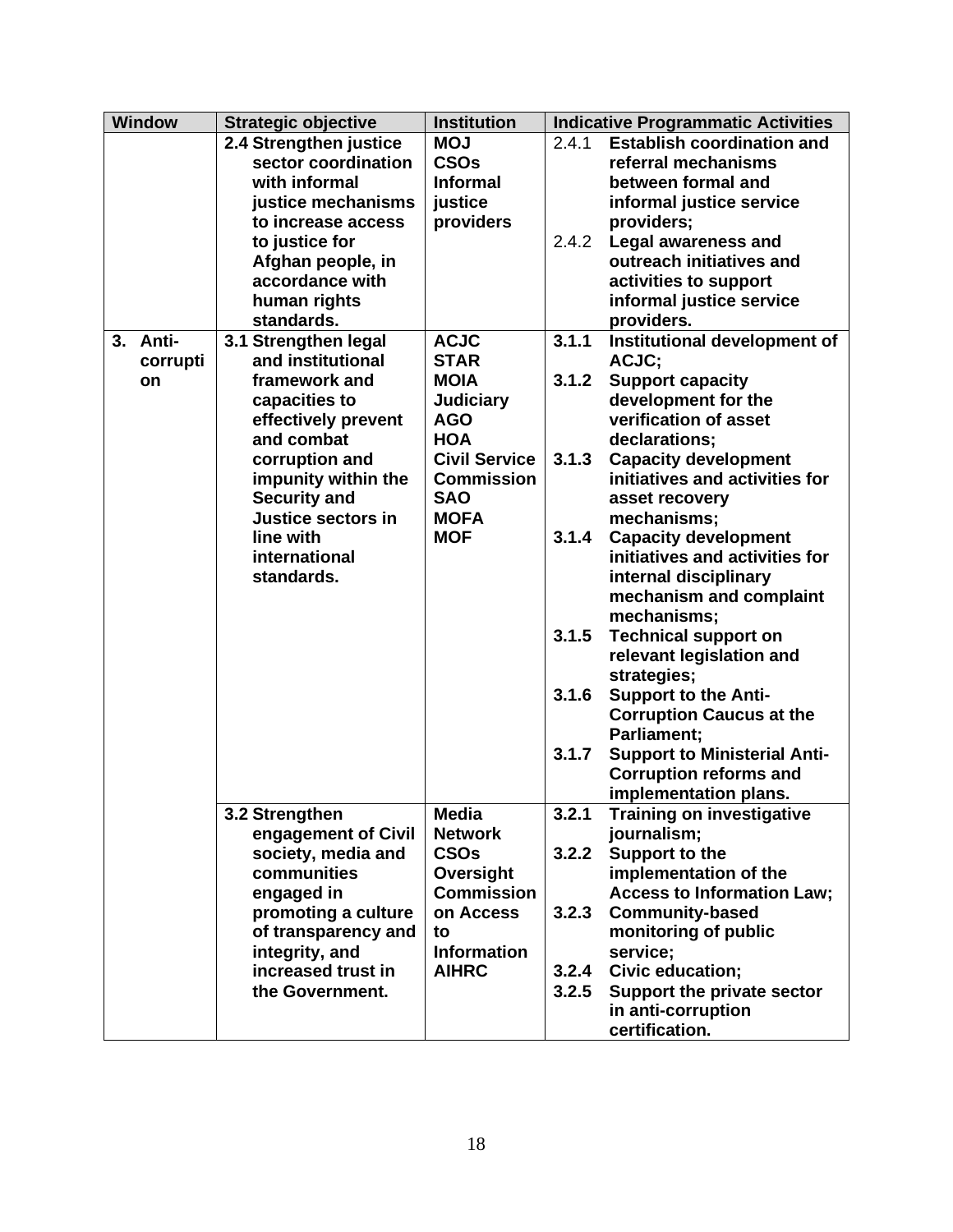| Window | Strategic objective | Institution | Indicative Programmatic Activities |
|---|---|---|---|
| | **2.4 Strengthen justice sector coordination with informal justice mechanisms to increase access to justice for Afghan people, in accordance with human rights standards.** | **MOJ**<br>**CSOs**<br>**Informal justice providers** | 2.4.1 **Establish coordination and referral mechanisms between formal and informal justice service providers;**<br>2.4.2 **Legal awareness and outreach initiatives and activities to support informal justice service providers.** |
| **3. Anti-corruption** | **3.1 Strengthen legal and institutional framework and capacities to effectively prevent and combat corruption and impunity within the Security and Justice sectors in line with international standards.** | **ACJC**<br>**STAR**<br>**MOIA**<br>**Judiciary**<br>**AGO**<br>**HOA**<br>**Civil Service Commission**<br>**SAO**<br>**MOFA**<br>**MOF** | **3.1.1 Institutional development of ACJC;**<br>**3.1.2 Support capacity development for the verification of asset declarations;**<br>**3.1.3 Capacity development initiatives and activities for asset recovery mechanisms;**<br>**3.1.4 Capacity development initiatives and activities for internal disciplinary mechanism and complaint mechanisms;**<br>**3.1.5 Technical support on relevant legislation and strategies;**<br>**3.1.6 Support to the Anti-Corruption Caucus at the Parliament;**<br>**3.1.7 Support to Ministerial Anti-Corruption reforms and implementation plans.** |
| | **3.2 Strengthen engagement of Civil society, media and communities engaged in promoting a culture of transparency and integrity, and increased trust in the Government.** | **Media Network**<br>**CSOs**<br>**Oversight Commission on Access to Information**<br>**AIHRC** | **3.2.1 Training on investigative journalism;**<br>**3.2.2 Support to the implementation of the Access to Information Law;**<br>**3.2.3 Community-based monitoring of public service;**<br>**3.2.4 Civic education;**<br>**3.2.5 Support the private sector in anti-corruption certification.** |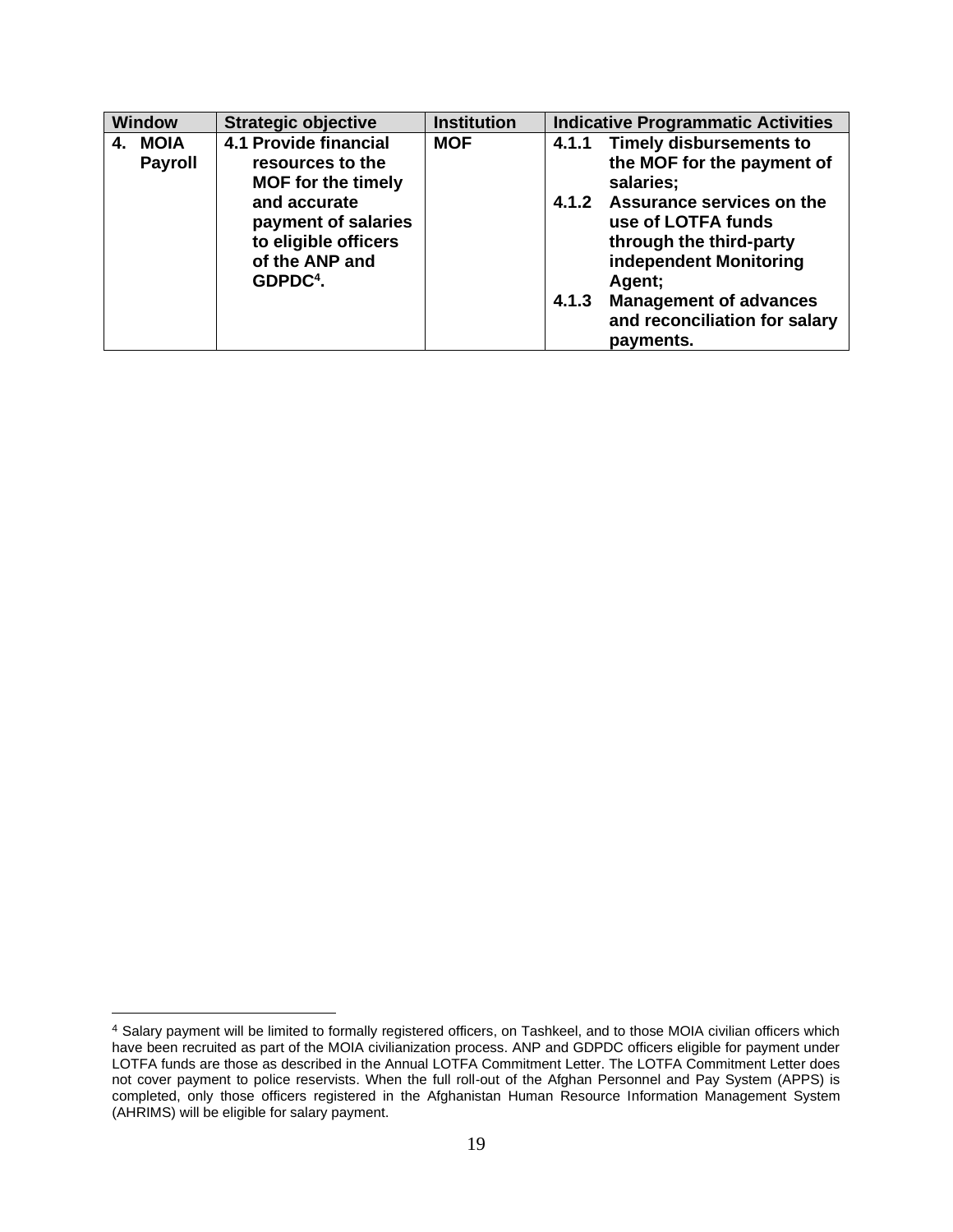| Window | Strategic objective | Institution | Indicative Programmatic Activities |
| --- | --- | --- | --- |
| **4. MOIA Payroll** | **4.1 Provide financial resources to the MOF for the timely and accurate payment of salaries to eligible officers of the ANP and GDPDC[4].** | **MOF** | **4.1.1 Timely disbursements to the MOF for the payment of salaries;** <br> **4.1.2 Assurance services on the use of LOTFA funds through the third-party independent Monitoring Agent;** <br> **4.1.3 Management of advances and reconciliation for salary payments.** |

[4] Salary payment will be limited to formally registered officers, on Tashkeel, and to those MOIA civilian officers which have been recruited as part of the MOIA civilianization process. ANP and GDPDC officers eligible for payment under LOTFA funds are those as described in the Annual LOTFA Commitment Letter. The LOTFA Commitment Letter does not cover payment to police reservists. When the full roll-out of the Afghan Personnel and Pay System (APPS) is completed, only those officers registered in the Afghanistan Human Resource Information Management System (AHRIMS) will be eligible for salary payment.